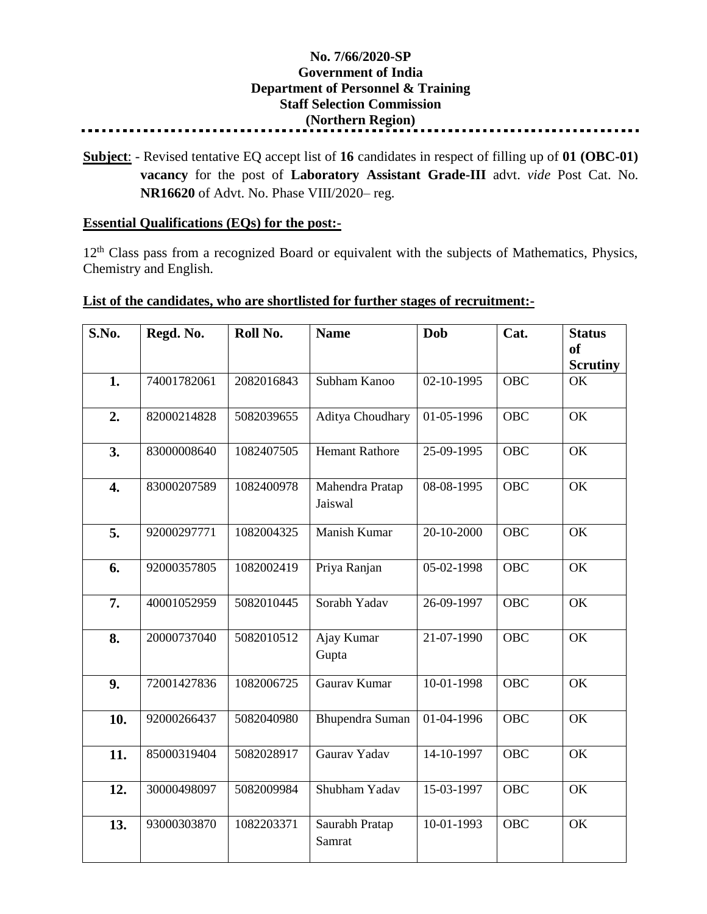**No. 7/66/2020-SP**
**Government of India**
**Department of Personnel & Training**
**Staff Selection Commission**
**(Northern Region)**

---

**Subject**: - Revised tentative EQ accept list of **16** candidates in respect of filling up of **01 (OBC-01) vacancy** for the post of **Laboratory Assistant Grade-III** advt. *vide* Post Cat. No. **NR16620** of Advt. No. Phase VIII/2020– reg.

**Essential Qualifications (EQs) for the post:-**

12th Class pass from a recognized Board or equivalent with the subjects of Mathematics, Physics, Chemistry and English.

**List of the candidates, who are shortlisted for further stages of recruitment:-**

| S.No. | Regd. No. | Roll No. | Name | Dob | Cat. | Status of Scrutiny |
|---|---|---|---|---|---|---|
| **1.** | 74001782061 | 2082016843 | Subham Kanoo | 02-10-1995 | OBC | OK |
| **2.** | 82000214828 | 5082039655 | Aditya Choudhary | 01-05-1996 | OBC | OK |
| **3.** | 83000008640 | 1082407505 | Hemant Rathore | 25-09-1995 | OBC | OK |
| **4.** | 83000207589 | 1082400978 | Mahendra Pratap Jaiswal | 08-08-1995 | OBC | OK |
| **5.** | 92000297771 | 1082004325 | Manish Kumar | 20-10-2000 | OBC | OK |
| **6.** | 92000357805 | 1082002419 | Priya Ranjan | 05-02-1998 | OBC | OK |
| **7.** | 40001052959 | 5082010445 | Sorabh Yadav | 26-09-1997 | OBC | OK |
| **8.** | 20000737040 | 5082010512 | Ajay Kumar Gupta | 21-07-1990 | OBC | OK |
| **9.** | 72001427836 | 1082006725 | Gaurav Kumar | 10-01-1998 | OBC | OK |
| **10.** | 92000266437 | 5082040980 | Bhupendra Suman | 01-04-1996 | OBC | OK |
| **11.** | 85000319404 | 5082028917 | Gaurav Yadav | 14-10-1997 | OBC | OK |
| **12.** | 30000498097 | 5082009984 | Shubham Yadav | 15-03-1997 | OBC | OK |
| **13.** | 93000303870 | 1082203371 | Saurabh Pratap Samrat | 10-01-1993 | OBC | OK |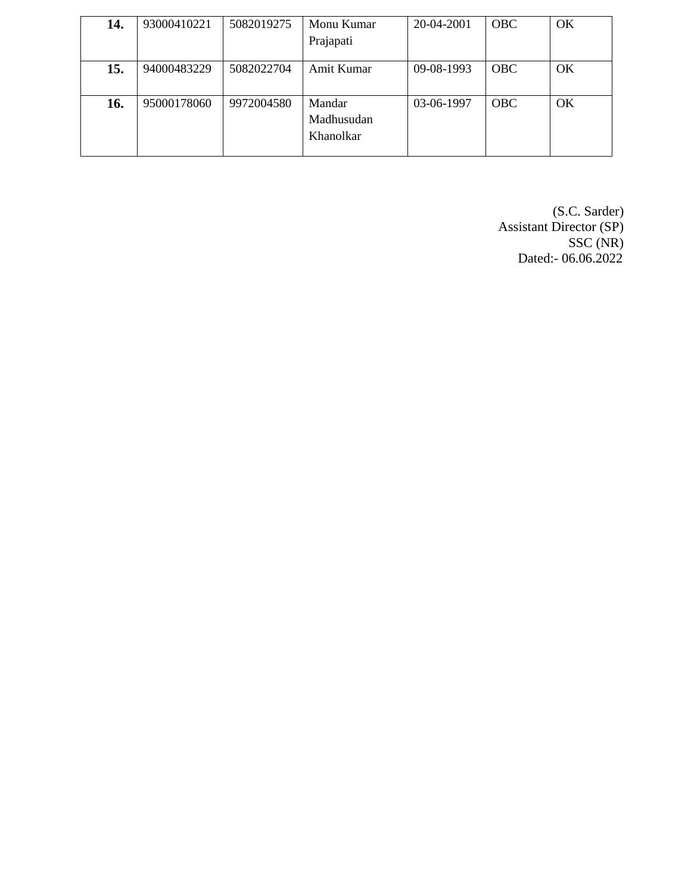| | | | | | | |
|---|---|---|---|---|---|---|
| **14.** | 93000410221 | 5082019275 | Monu Kumar Prajapati | 20-04-2001 | OBC | OK |
| **15.** | 94000483229 | 5082022704 | Amit Kumar | 09-08-1993 | OBC | OK |
| **16.** | 95000178060 | 9972004580 | Mandar Madhusudan Khanolkar | 03-06-1997 | OBC | OK |

(S.C. Sarder)
Assistant Director (SP)
SSC (NR)
Dated:- 06.06.2022